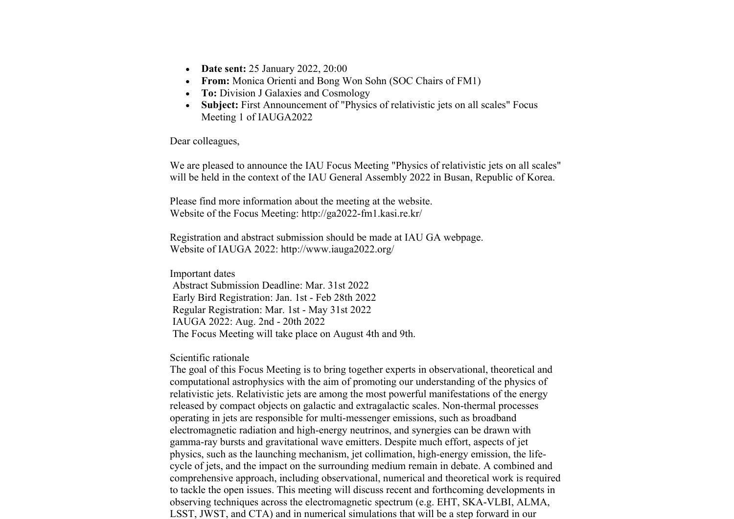- **Date sent:** 25 January 2022, 20:00
- **From:** Monica Orienti and Bong Won Sohn (SOC Chairs of FM1)
- **To:** Division J Galaxies and Cosmology
- **Subject:** First Announcement of "Physics of relativistic jets on all scales" Focus Meeting 1 of IAUGA2022

Dear colleagues,

We are pleased to announce the IAU Focus Meeting "Physics of relativistic jets on all scales" will be held in the context of the IAU General Assembly 2022 in Busan, Republic of Korea.

Please find more information about the meeting at the website.
Website of the Focus Meeting: http://ga2022-fm1.kasi.re.kr/

Registration and abstract submission should be made at IAU GA webpage.
Website of IAUGA 2022: http://www.iauga2022.org/

Important dates
Abstract Submission Deadline: Mar. 31st 2022
Early Bird Registration: Jan. 1st - Feb 28th 2022
Regular Registration: Mar. 1st - May 31st 2022
IAUGA 2022: Aug. 2nd - 20th 2022
The Focus Meeting will take place on August 4th and 9th.

Scientific rationale
The goal of this Focus Meeting is to bring together experts in observational, theoretical and computational astrophysics with the aim of promoting our understanding of the physics of relativistic jets. Relativistic jets are among the most powerful manifestations of the energy released by compact objects on galactic and extragalactic scales. Non-thermal processes operating in jets are responsible for multi-messenger emissions, such as broadband electromagnetic radiation and high-energy neutrinos, and synergies can be drawn with gamma-ray bursts and gravitational wave emitters. Despite much effort, aspects of jet physics, such as the launching mechanism, jet collimation, high-energy emission, the life-cycle of jets, and the impact on the surrounding medium remain in debate. A combined and comprehensive approach, including observational, numerical and theoretical work is required to tackle the open issues. This meeting will discuss recent and forthcoming developments in observing techniques across the electromagnetic spectrum (e.g. EHT, SKA-VLBI, ALMA, LSST, JWST, and CTA) and in numerical simulations that will be a step forward in our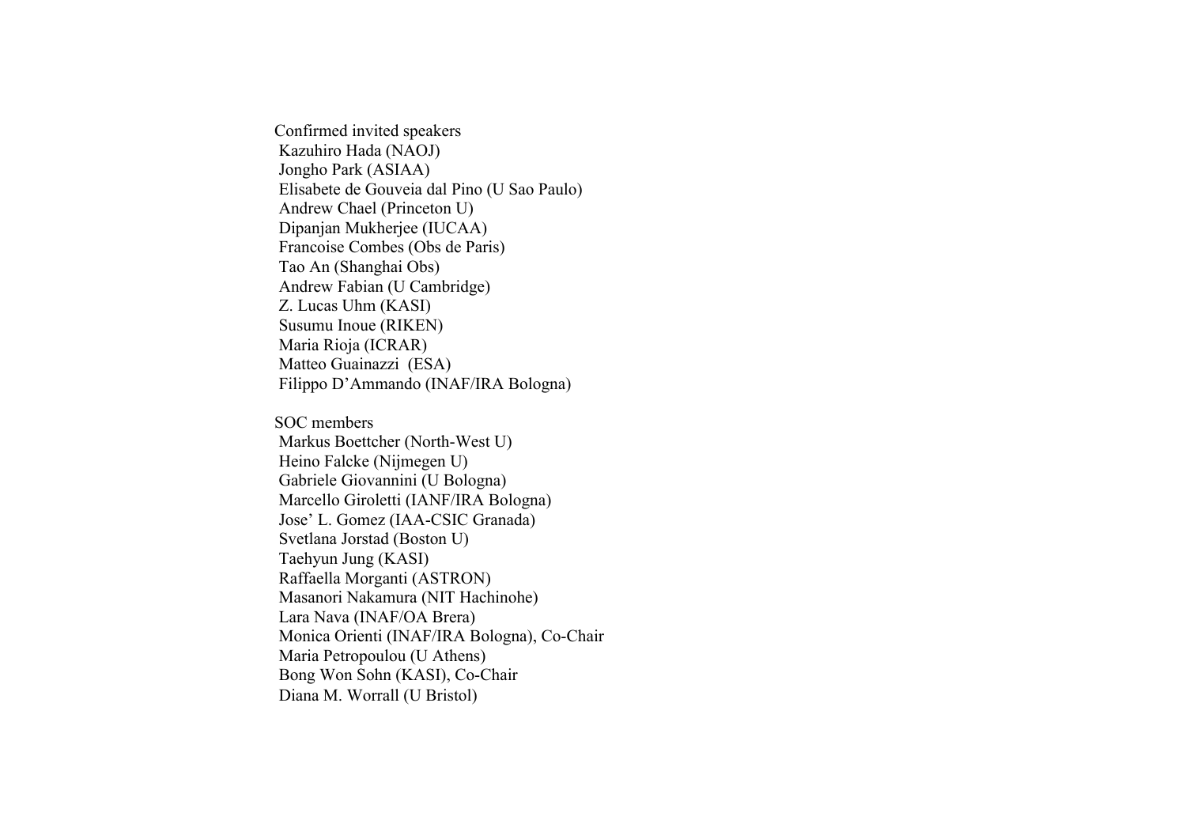Confirmed invited speakers

Kazuhiro Hada (NAOJ)
Jongho Park (ASIAA)
Elisabete de Gouveia dal Pino (U Sao Paulo)
Andrew Chael (Princeton U)
Dipanjan Mukherjee (IUCAA)
Francoise Combes (Obs de Paris)
Tao An (Shanghai Obs)
Andrew Fabian (U Cambridge)
Z. Lucas Uhm (KASI)
Susumu Inoue (RIKEN)
Maria Rioja (ICRAR)
Matteo Guainazzi (ESA)
Filippo D'Ammando (INAF/IRA Bologna)

SOC members

Markus Boettcher (North-West U)
Heino Falcke (Nijmegen U)
Gabriele Giovannini (U Bologna)
Marcello Giroletti (IANF/IRA Bologna)
Jose' L. Gomez (IAA-CSIC Granada)
Svetlana Jorstad (Boston U)
Taehyun Jung (KASI)
Raffaella Morganti (ASTRON)
Masanori Nakamura (NIT Hachinohe)
Lara Nava (INAF/OA Brera)
Monica Orienti (INAF/IRA Bologna), Co-Chair
Maria Petropoulou (U Athens)
Bong Won Sohn (KASI), Co-Chair
Diana M. Worrall (U Bristol)